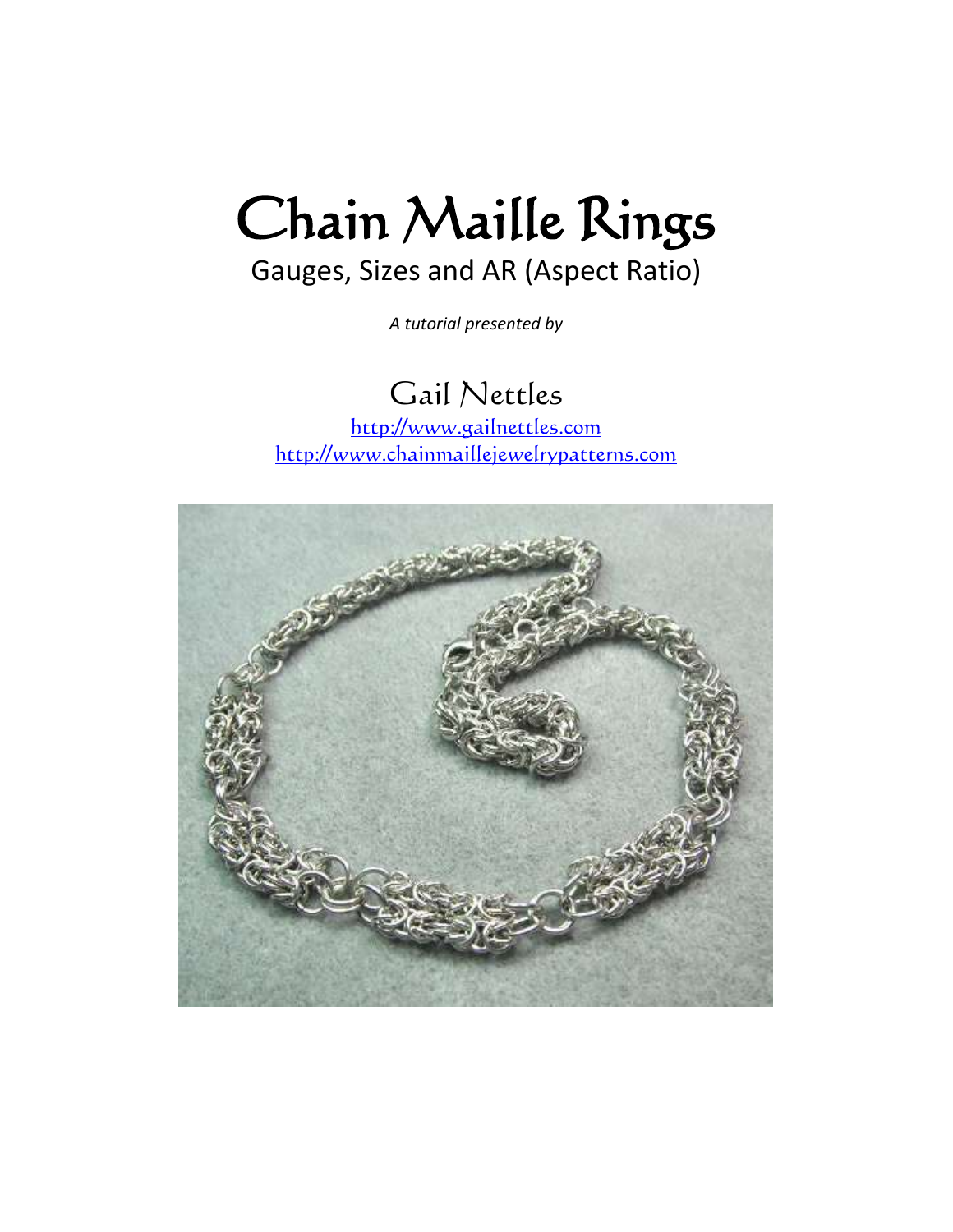# Chain Maille Rings

## Gauges, Sizes and AR (Aspect Ratio)

*A tutorial presented by*

### Gail Nettles

[http://www.gailnettles.com](http://www.gailnettles.com)
[http://www.chainmaillejewelrypatterns.com](http://www.chainmaillejewelrypatterns.com)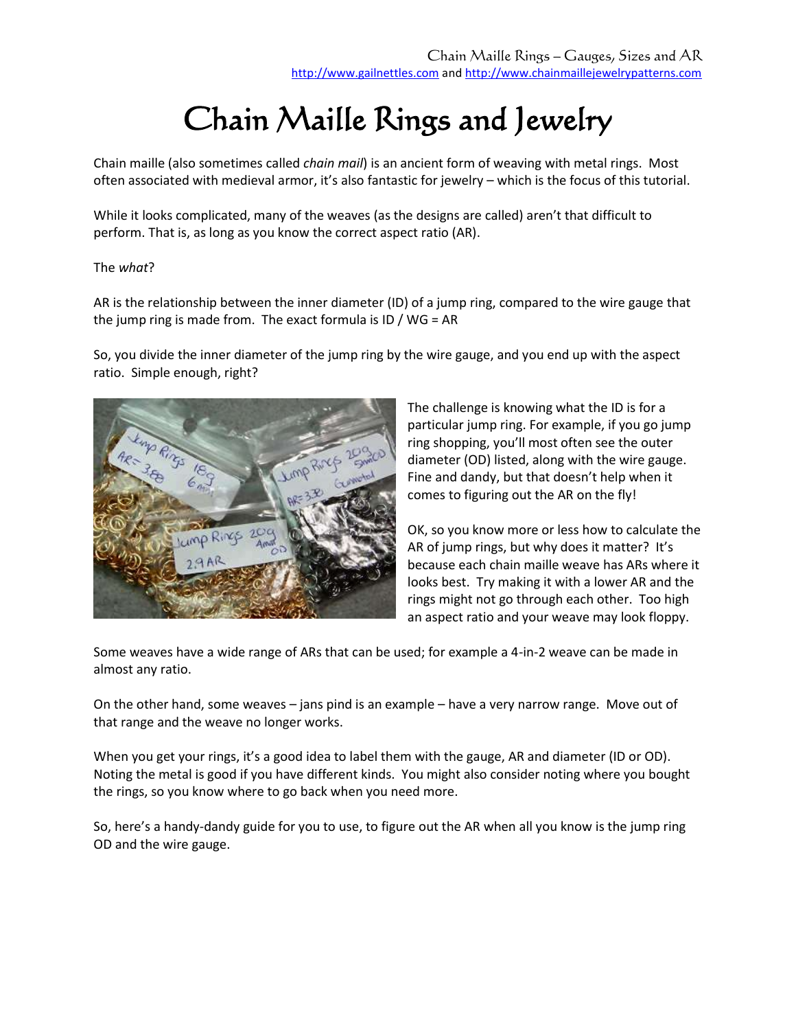# Chain Maille Rings and Jewelry

Chain maille (also sometimes called *chain mail*) is an ancient form of weaving with metal rings. Most often associated with medieval armor, it's also fantastic for jewelry – which is the focus of this tutorial.

While it looks complicated, many of the weaves (as the designs are called) aren't that difficult to perform. That is, as long as you know the correct aspect ratio (AR).

The *what*?

AR is the relationship between the inner diameter (ID) of a jump ring, compared to the wire gauge that the jump ring is made from. The exact formula is ID / WG = AR

So, you divide the inner diameter of the jump ring by the wire gauge, and you end up with the aspect ratio. Simple enough, right?

The challenge is knowing what the ID is for a particular jump ring. For example, if you go jump ring shopping, you'll most often see the outer diameter (OD) listed, along with the wire gauge. Fine and dandy, but that doesn't help when it comes to figuring out the AR on the fly!

OK, so you know more or less how to calculate the AR of jump rings, but why does it matter? It's because each chain maille weave has ARs where it looks best. Try making it with a lower AR and the rings might not go through each other. Too high an aspect ratio and your weave may look floppy.

Some weaves have a wide range of ARs that can be used; for example a 4-in-2 weave can be made in almost any ratio.

On the other hand, some weaves – jans pind is an example – have a very narrow range. Move out of that range and the weave no longer works.

When you get your rings, it's a good idea to label them with the gauge, AR and diameter (ID or OD). Noting the metal is good if you have different kinds. You might also consider noting where you bought the rings, so you know where to go back when you need more.

So, here's a handy-dandy guide for you to use, to figure out the AR when all you know is the jump ring OD and the wire gauge.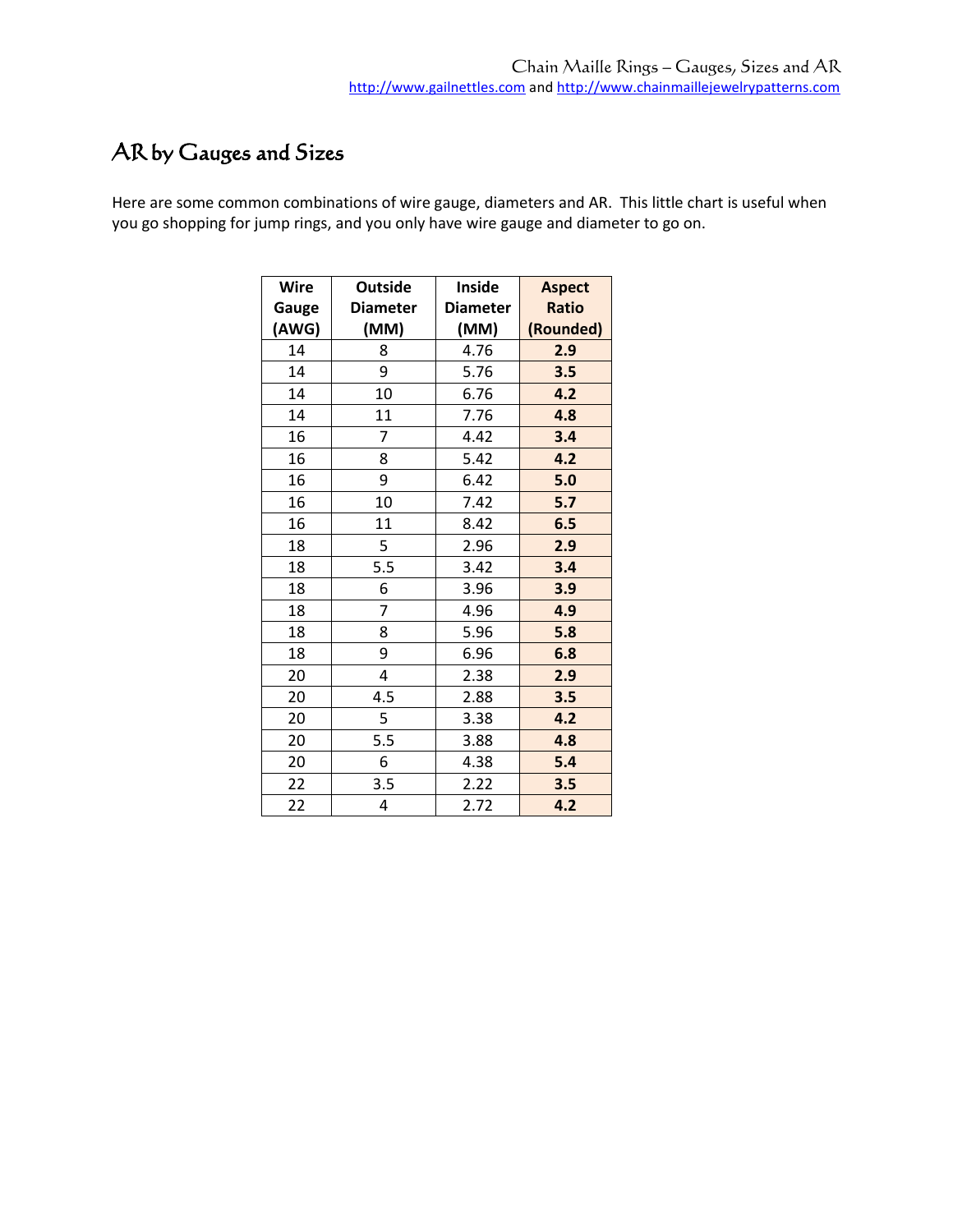# AR by Gauges and Sizes

Here are some common combinations of wire gauge, diameters and AR. This little chart is useful when you go shopping for jump rings, and you only have wire gauge and diameter to go on.

| Wire Gauge (AWG) | Outside Diameter (MM) | Inside Diameter (MM) | Aspect Ratio (Rounded) |
|---|---|---|---|
| 14 | 8 | 4.76 | **2.9** |
| 14 | 9 | 5.76 | **3.5** |
| 14 | 10 | 6.76 | **4.2** |
| 14 | 11 | 7.76 | **4.8** |
| 16 | 7 | 4.42 | **3.4** |
| 16 | 8 | 5.42 | **4.2** |
| 16 | 9 | 6.42 | **5.0** |
| 16 | 10 | 7.42 | **5.7** |
| 16 | 11 | 8.42 | **6.5** |
| 18 | 5 | 2.96 | **2.9** |
| 18 | 5.5 | 3.42 | **3.4** |
| 18 | 6 | 3.96 | **3.9** |
| 18 | 7 | 4.96 | **4.9** |
| 18 | 8 | 5.96 | **5.8** |
| 18 | 9 | 6.96 | **6.8** |
| 20 | 4 | 2.38 | **2.9** |
| 20 | 4.5 | 2.88 | **3.5** |
| 20 | 5 | 3.38 | **4.2** |
| 20 | 5.5 | 3.88 | **4.8** |
| 20 | 6 | 4.38 | **5.4** |
| 22 | 3.5 | 2.22 | **3.5** |
| 22 | 4 | 2.72 | **4.2** |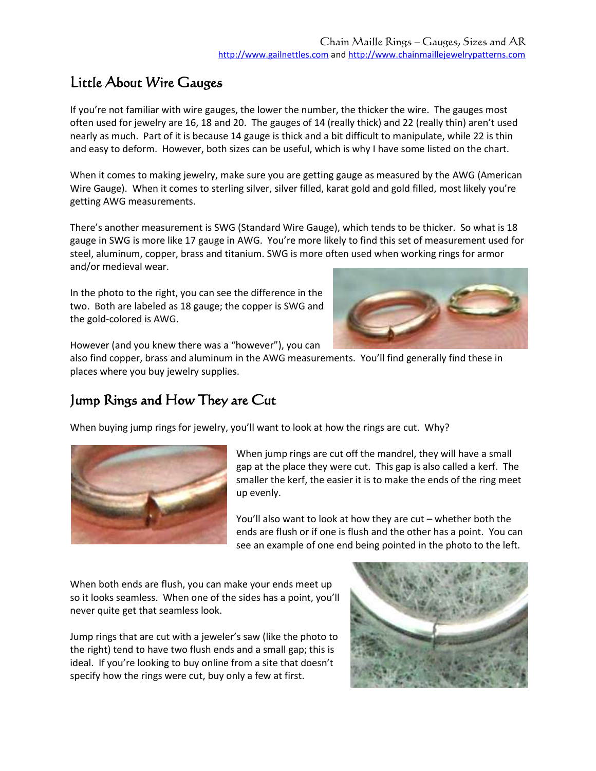## Little About Wire Gauges

If you're not familiar with wire gauges, the lower the number, the thicker the wire. The gauges most often used for jewelry are 16, 18 and 20. The gauges of 14 (really thick) and 22 (really thin) aren't used nearly as much. Part of it is because 14 gauge is thick and a bit difficult to manipulate, while 22 is thin and easy to deform. However, both sizes can be useful, which is why I have some listed on the chart.

When it comes to making jewelry, make sure you are getting gauge as measured by the AWG (American Wire Gauge). When it comes to sterling silver, silver filled, karat gold and gold filled, most likely you're getting AWG measurements.

There's another measurement is SWG (Standard Wire Gauge), which tends to be thicker. So what is 18 gauge in SWG is more like 17 gauge in AWG. You're more likely to find this set of measurement used for steel, aluminum, copper, brass and titanium. SWG is more often used when working rings for armor and/or medieval wear.

In the photo to the right, you can see the difference in the two. Both are labeled as 18 gauge; the copper is SWG and the gold-colored is AWG.

However (and you knew there was a "however"), you can also find copper, brass and aluminum in the AWG measurements. You'll find generally find these in places where you buy jewelry supplies.

## Jump Rings and How They are Cut

When buying jump rings for jewelry, you'll want to look at how the rings are cut. Why?

When jump rings are cut off the mandrel, they will have a small gap at the place they were cut. This gap is also called a kerf. The smaller the kerf, the easier it is to make the ends of the ring meet up evenly.

You'll also want to look at how they are cut – whether both the ends are flush or if one is flush and the other has a point. You can see an example of one end being pointed in the photo to the left.

When both ends are flush, you can make your ends meet up so it looks seamless. When one of the sides has a point, you'll never quite get that seamless look.

Jump rings that are cut with a jeweler's saw (like the photo to the right) tend to have two flush ends and a small gap; this is ideal. If you're looking to buy online from a site that doesn't specify how the rings were cut, buy only a few at first.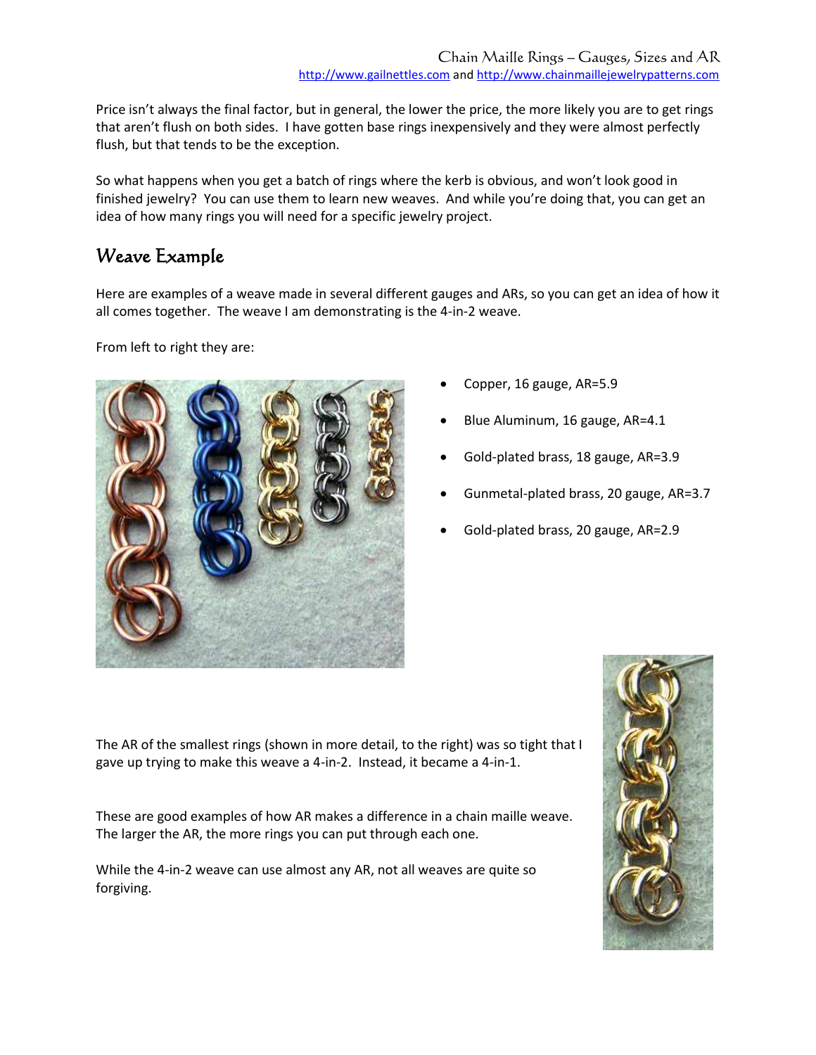Price isn't always the final factor, but in general, the lower the price, the more likely you are to get rings that aren't flush on both sides. I have gotten base rings inexpensively and they were almost perfectly flush, but that tends to be the exception.

So what happens when you get a batch of rings where the kerb is obvious, and won't look good in finished jewelry? You can use them to learn new weaves. And while you're doing that, you can get an idea of how many rings you will need for a specific jewelry project.

## Weave Example

Here are examples of a weave made in several different gauges and ARs, so you can get an idea of how it all comes together. The weave I am demonstrating is the 4-in-2 weave.

From left to right they are:

- Copper, 16 gauge, AR=5.9
- Blue Aluminum, 16 gauge, AR=4.1
- Gold-plated brass, 18 gauge, AR=3.9
- Gunmetal-plated brass, 20 gauge, AR=3.7
- Gold-plated brass, 20 gauge, AR=2.9

The AR of the smallest rings (shown in more detail, to the right) was so tight that I gave up trying to make this weave a 4-in-2. Instead, it became a 4-in-1.

These are good examples of how AR makes a difference in a chain maille weave. The larger the AR, the more rings you can put through each one.

While the 4-in-2 weave can use almost any AR, not all weaves are quite so forgiving.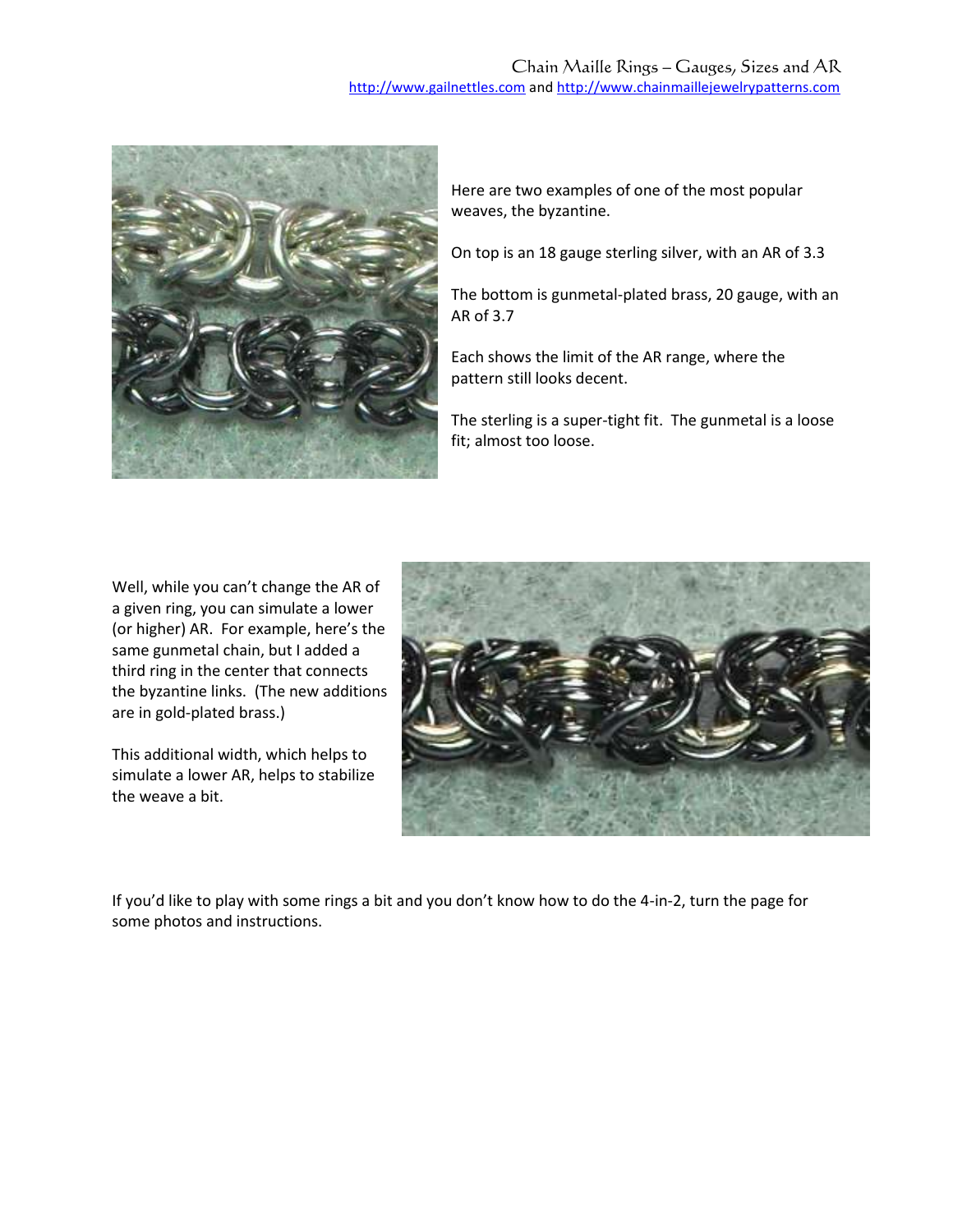Here are two examples of one of the most popular weaves, the byzantine.

On top is an 18 gauge sterling silver, with an AR of 3.3

The bottom is gunmetal-plated brass, 20 gauge, with an AR of 3.7

Each shows the limit of the AR range, where the pattern still looks decent.

The sterling is a super-tight fit. The gunmetal is a loose fit; almost too loose.

Well, while you can't change the AR of a given ring, you can simulate a lower (or higher) AR. For example, here's the same gunmetal chain, but I added a third ring in the center that connects the byzantine links. (The new additions are in gold-plated brass.)

This additional width, which helps to simulate a lower AR, helps to stabilize the weave a bit.

If you'd like to play with some rings a bit and you don't know how to do the 4-in-2, turn the page for some photos and instructions.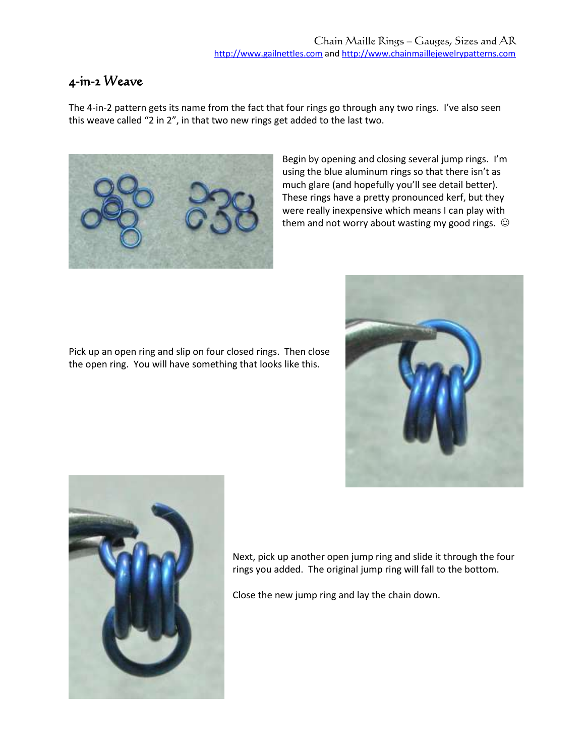## 4-in-2 Weave

The 4-in-2 pattern gets its name from the fact that four rings go through any two rings. I've also seen this weave called "2 in 2", in that two new rings get added to the last two.

Begin by opening and closing several jump rings. I'm using the blue aluminum rings so that there isn't as much glare (and hopefully you'll see detail better). These rings have a pretty pronounced kerf, but they were really inexpensive which means I can play with them and not worry about wasting my good rings. ☺

Pick up an open ring and slip on four closed rings. Then close the open ring. You will have something that looks like this.

Next, pick up another open jump ring and slide it through the four rings you added. The original jump ring will fall to the bottom.

Close the new jump ring and lay the chain down.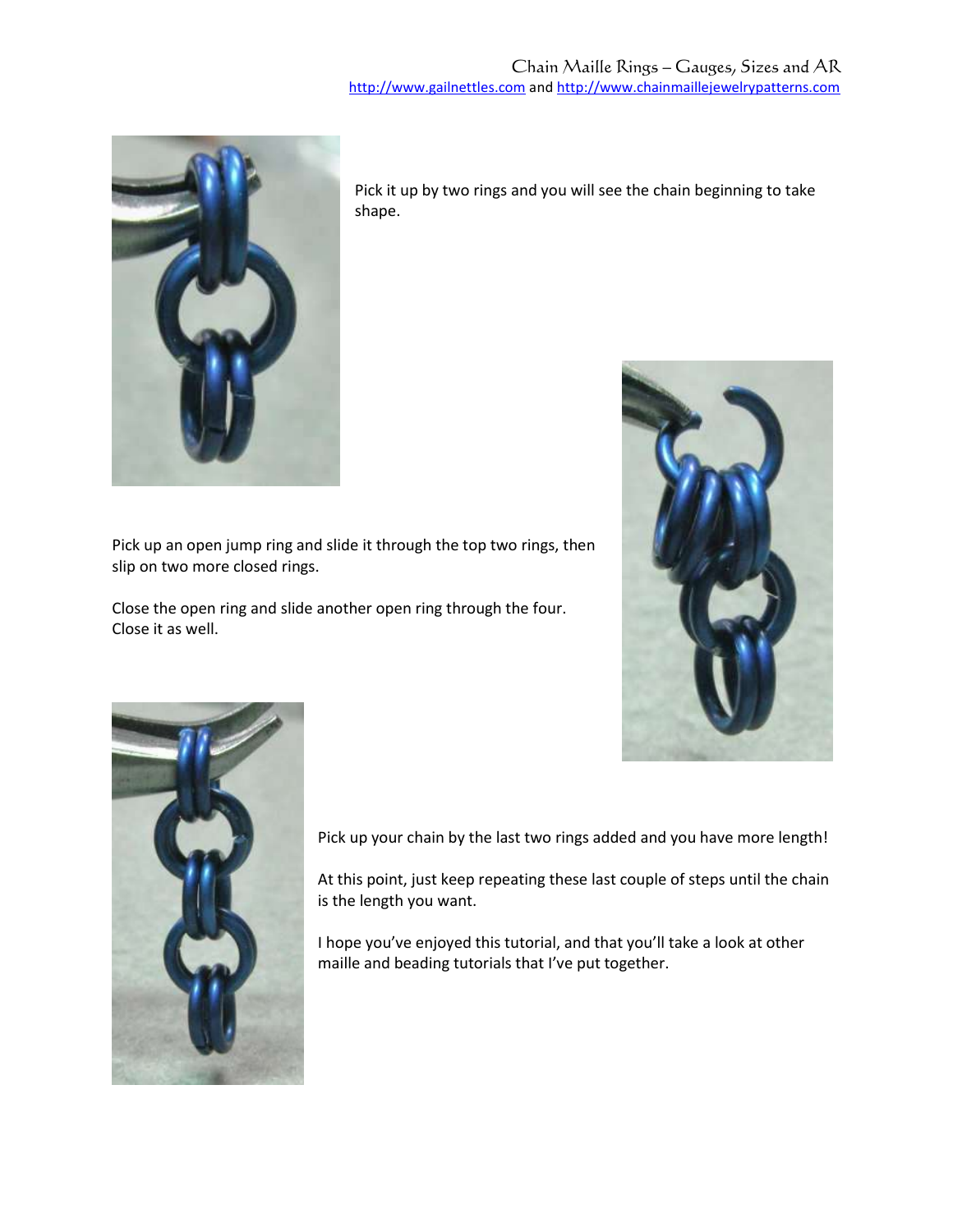Pick it up by two rings and you will see the chain beginning to take shape.

Pick up an open jump ring and slide it through the top two rings, then slip on two more closed rings.

Close the open ring and slide another open ring through the four. Close it as well.

Pick up your chain by the last two rings added and you have more length!

At this point, just keep repeating these last couple of steps until the chain is the length you want.

I hope you've enjoyed this tutorial, and that you'll take a look at other maille and beading tutorials that I've put together.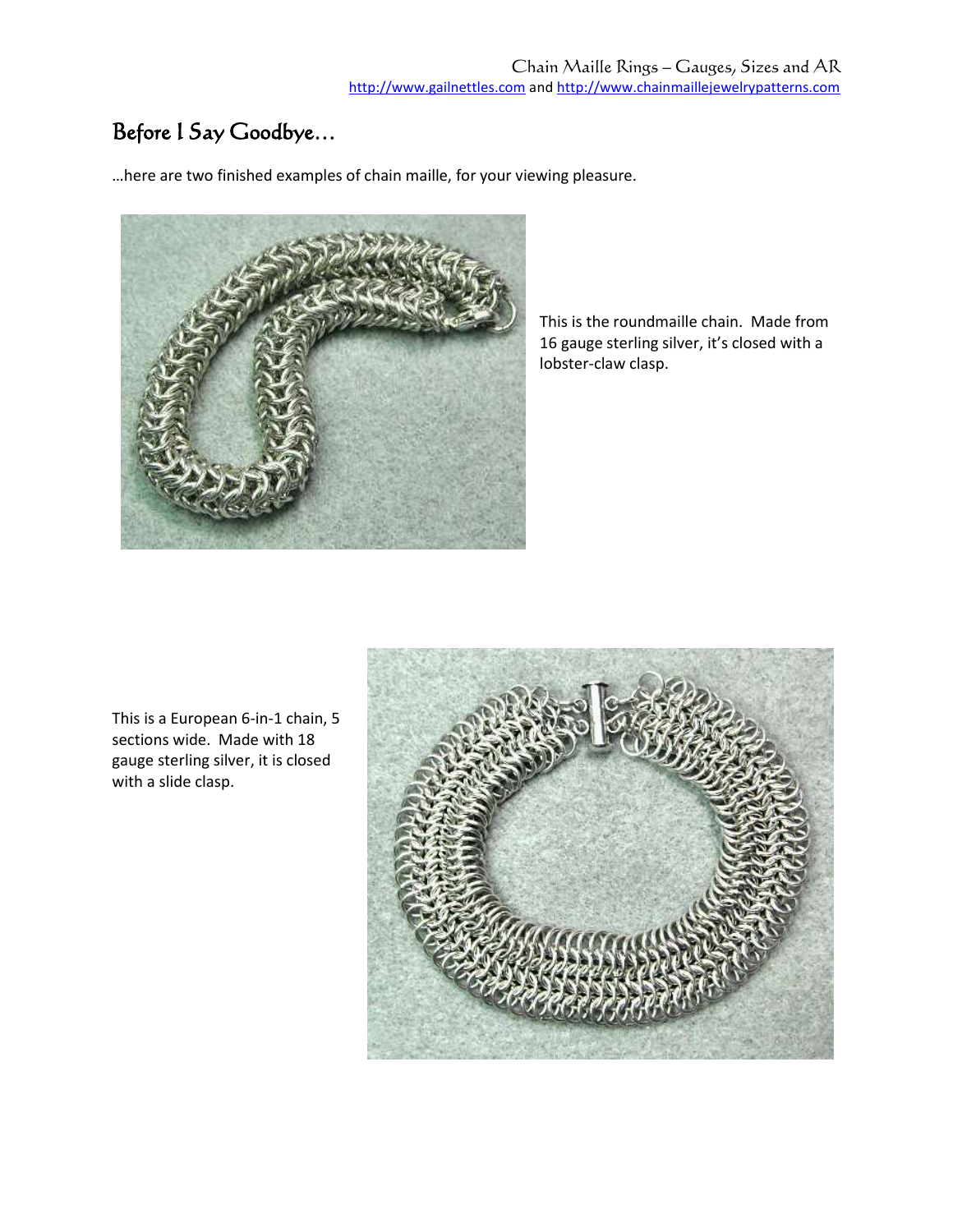# Before I Say Goodbye…

…here are two finished examples of chain maille, for your viewing pleasure.

This is the roundmaille chain. Made from 16 gauge sterling silver, it's closed with a lobster-claw clasp.

This is a European 6-in-1 chain, 5 sections wide. Made with 18 gauge sterling silver, it is closed with a slide clasp.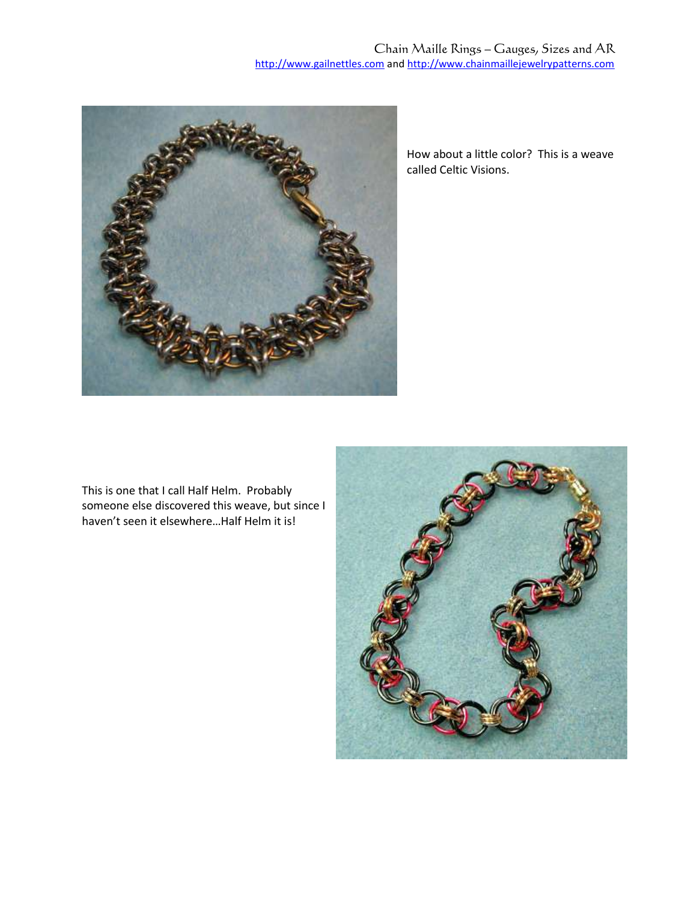How about a little color? This is a weave called Celtic Visions.

This is one that I call Half Helm. Probably someone else discovered this weave, but since I haven't seen it elsewhere…Half Helm it is!